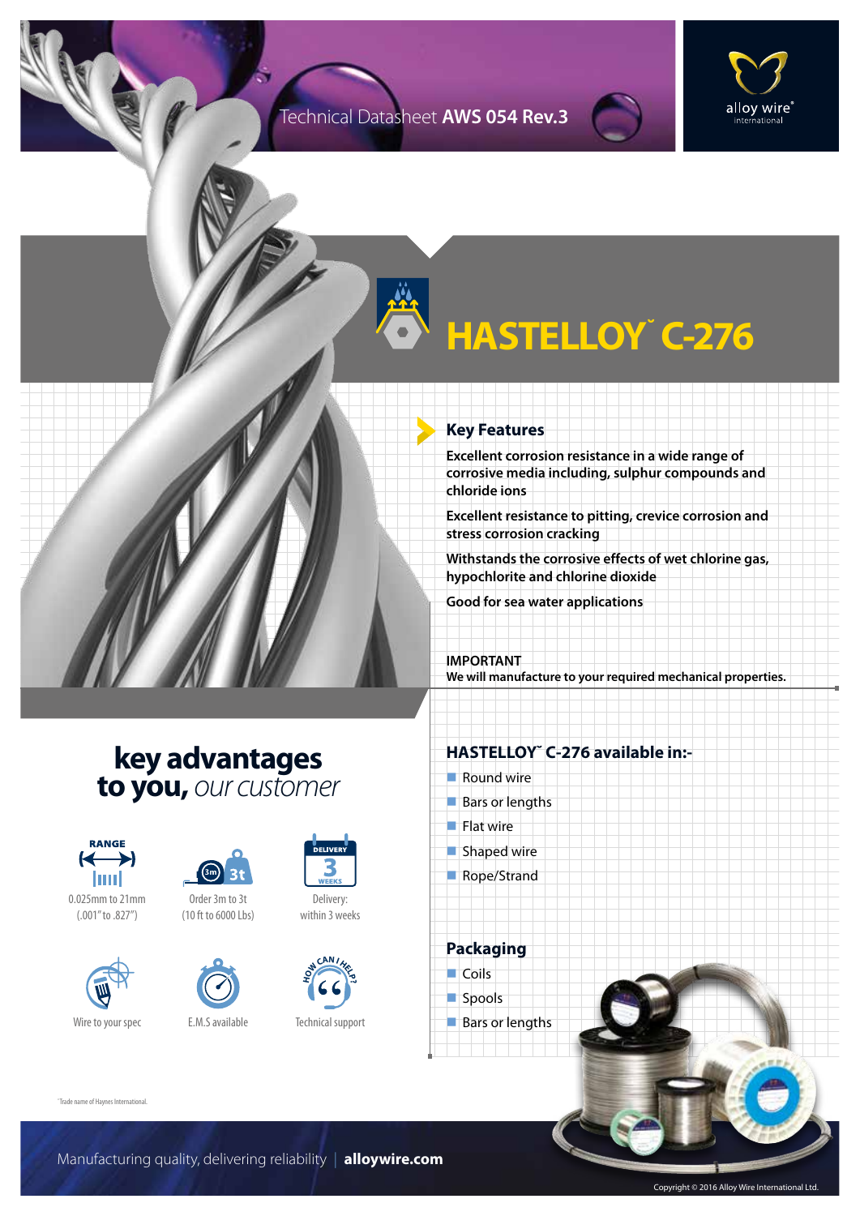Technical Datasheet **AWS 054 Rev.3**

# HASTELLOY˜ C-276

## Key Features

**Excellent corrosion resistance in a wide range of corrosive media including, sulphur compounds and chloride ions**

**Excellent resistance to pitting, crevice corrosion and stress corrosion cracking**

**Withstands the corrosive effects of wet chlorine gas, hypochlorite and chlorine dioxide**

**Good for sea water applications**

**IMPORTANT**
**We will manufacture to your required mechanical properties.**

## key advantages to you, *our customer*

- RANGE: 0.025mm to 21mm (.001" to .827")
- Order 3m to 3t (10 ft to 6000 Lbs)
- Delivery: within 3 weeks
- Wire to your spec
- E.M.S available
- Technical support

## HASTELLOY˜ C-276 available in:-

- Round wire
- Bars or lengths
- Flat wire
- Shaped wire
- Rope/Strand

## Packaging

- Coils
- Spools
- Bars or lengths

˜Trade name of Haynes International.

Manufacturing quality, delivering reliability | **alloywire.com**

Copyright © 2016 Alloy Wire International Ltd.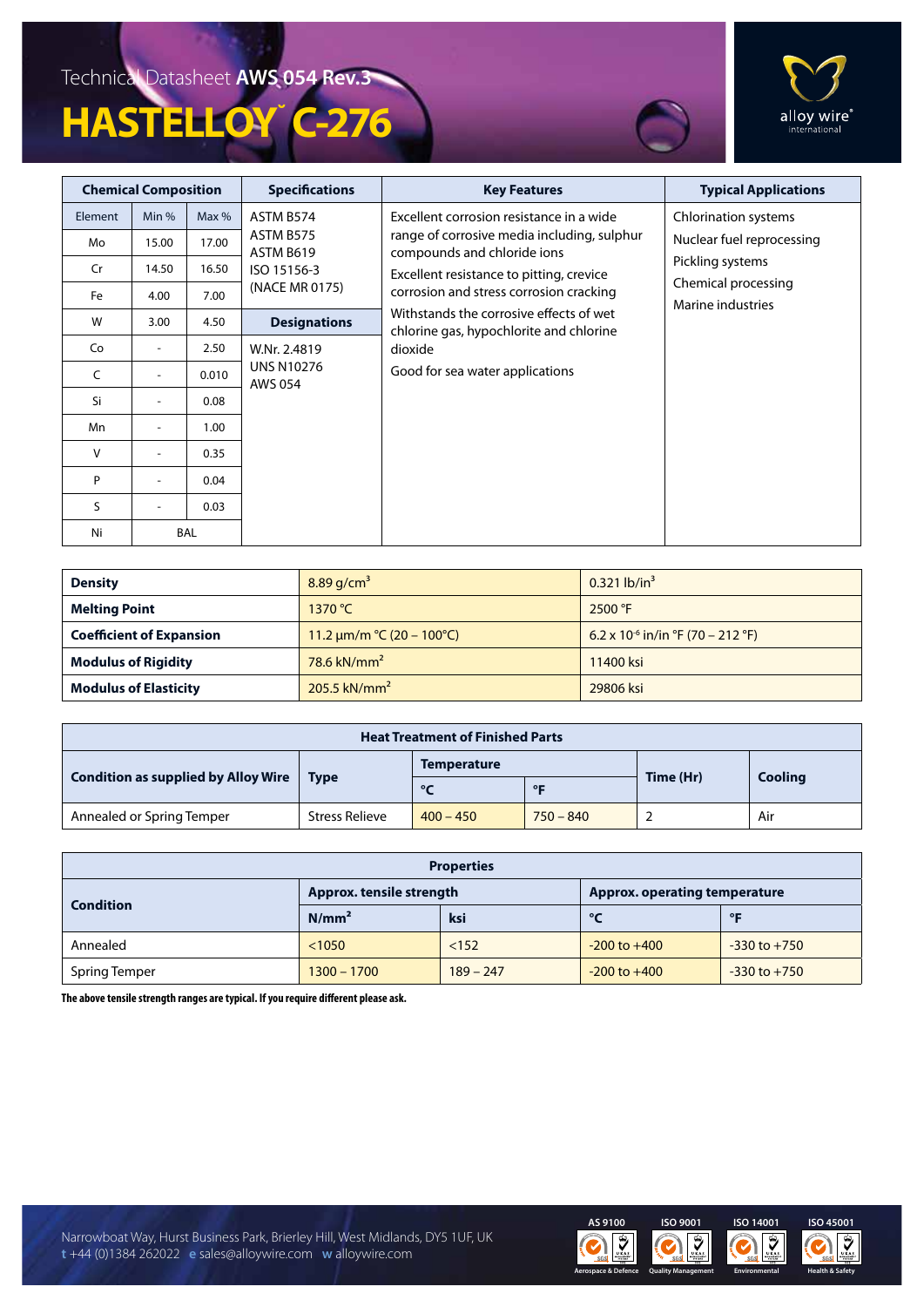Technical Datasheet **AWS 054 Rev.3**

# HASTELLOY C-276

| Chemical Composition | | | Specifications | Key Features | Typical Applications |
|---|---|---|---|---|---|
| Element | Min % | Max % | ASTM B574<br>ASTM B575<br>ASTM B619<br>ISO 15156-3<br>(NACE MR 0175) | Excellent corrosion resistance in a wide range of corrosive media including, sulphur compounds and chloride ions<br>Excellent resistance to pitting, crevice corrosion and stress corrosion cracking<br>Withstands the corrosive effects of wet chlorine gas, hypochlorite and chlorine dioxide<br>Good for sea water applications | Chlorination systems<br>Nuclear fuel reprocessing<br>Pickling systems<br>Chemical processing<br>Marine industries |
| Mo | 15.00 | 17.00 | | | |
| Cr | 14.50 | 16.50 | | | |
| Fe | 4.00 | 7.00 | | | |
| W | 3.00 | 4.50 | **Designations** | | |
| Co | - | 2.50 | W.Nr. 2.4819<br>UNS N10276<br>AWS 054 | | |
| C | - | 0.010 | | | |
| Si | - | 0.08 | | | |
| Mn | - | 1.00 | | | |
| V | - | 0.35 | | | |
| P | - | 0.04 | | | |
| S | - | 0.03 | | | |
| Ni | BAL | | | | |

| | | |
|---|---|---|
| **Density** | 8.89 g/cm$^3$ | 0.321 lb/in$^3$ |
| **Melting Point** | 1370 °C | 2500 °F |
| **Coefficient of Expansion** | 11.2 µm/m °C (20 – 100°C) | 6.2 x $10^{-6}$ in/in °F (70 – 212 °F) |
| **Modulus of Rigidity** | 78.6 kN/mm$^2$ | 11400 ksi |
| **Modulus of Elasticity** | 205.5 kN/mm$^2$ | 29806 ksi |

**Heat Treatment of Finished Parts**

| Condition as supplied by Alloy Wire | Type | Temperature | | Time (Hr) | Cooling |
|---|---|---|---|---|---|
| | | °C | °F | | |
| Annealed or Spring Temper | Stress Relieve | 400 – 450 | 750 – 840 | 2 | Air |

**Properties**

| Condition | Approx. tensile strength | | Approx. operating temperature | |
|---|---|---|---|---|
| | N/mm$^2$ | ksi | °C | °F |
| Annealed | <1050 | <152 | -200 to +400 | -330 to +750 |
| Spring Temper | 1300 – 1700 | 189 – 247 | -200 to +400 | -330 to +750 |

**The above tensile strength ranges are typical. If you require different please ask.**

Narrowboat Way, Hurst Business Park, Brierley Hill, West Midlands, DY5 1UF, UK
t +44 (0)1384 262022 e sales@alloywire.com w alloywire.com

AS 9100 Aerospace & Defence | ISO 9001 Quality Management | ISO 14001 Environmental | ISO 45001 Health & Safety